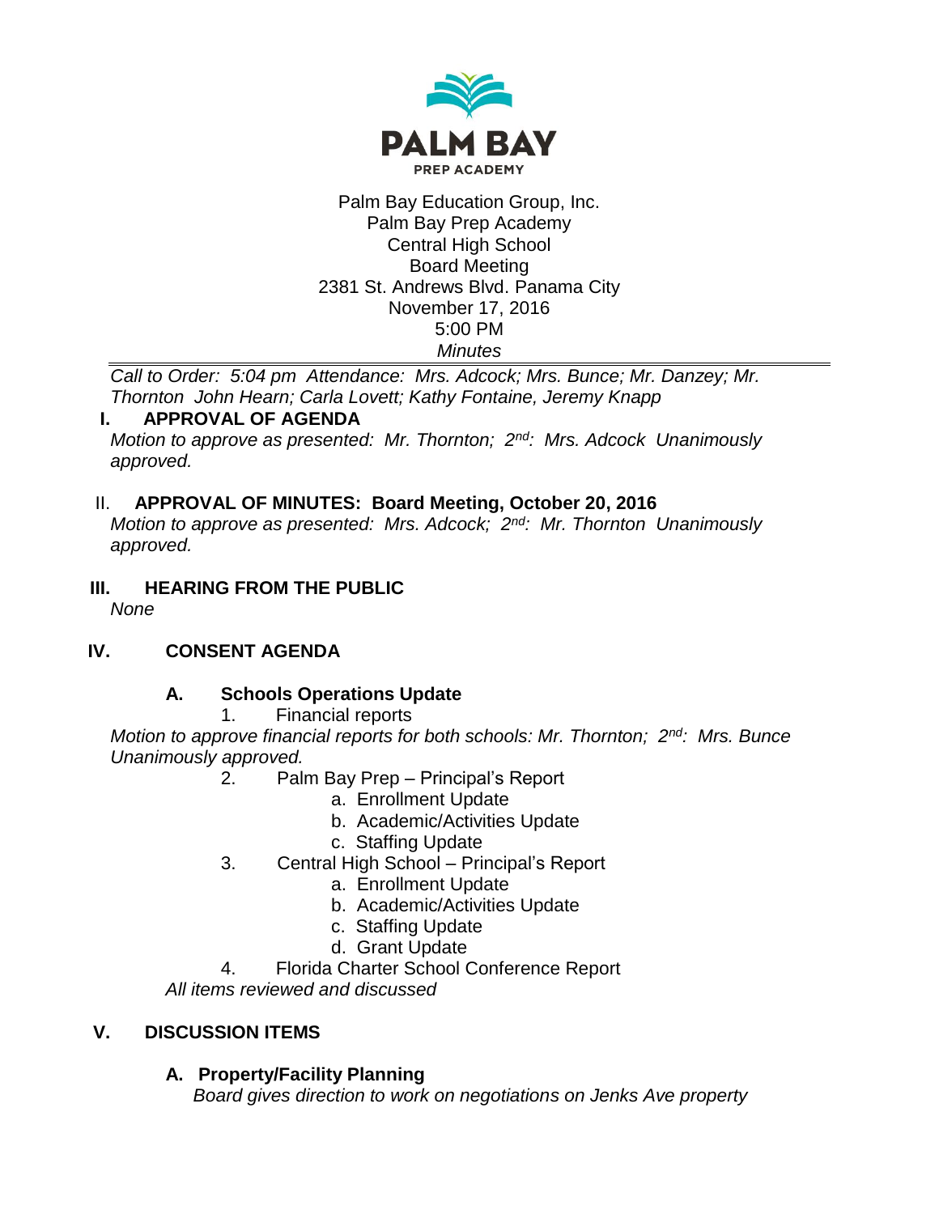PALM BAY
PREP ACADEMY

Palm Bay Education Group, Inc.
Palm Bay Prep Academy
Central High School
Board Meeting
2381 St. Andrews Blvd. Panama City
November 17, 2016
5:00 PM
*Minutes*

---

*Call to Order: 5:04 pm Attendance: Mrs. Adcock; Mrs. Bunce; Mr. Danzey; Mr. Thornton John Hearn; Carla Lovett; Kathy Fontaine, Jeremy Knapp*

## I. APPROVAL OF AGENDA

*Motion to approve as presented: Mr. Thornton; 2nd: Mrs. Adcock Unanimously approved.*

## II. APPROVAL OF MINUTES: Board Meeting, October 20, 2016

*Motion to approve as presented: Mrs. Adcock; 2nd: Mr. Thornton Unanimously approved.*

## III. HEARING FROM THE PUBLIC

*None*

## IV. CONSENT AGENDA

### A. Schools Operations Update

1. Financial reports

*Motion to approve financial reports for both schools: Mr. Thornton; 2nd: Mrs. Bunce Unanimously approved.*

2. Palm Bay Prep – Principal's Report
    a. Enrollment Update
    b. Academic/Activities Update
    c. Staffing Update
3. Central High School – Principal's Report
    a. Enrollment Update
    b. Academic/Activities Update
    c. Staffing Update
    d. Grant Update
4. Florida Charter School Conference Report

*All items reviewed and discussed*

## V. DISCUSSION ITEMS

### A. Property/Facility Planning

*Board gives direction to work on negotiations on Jenks Ave property*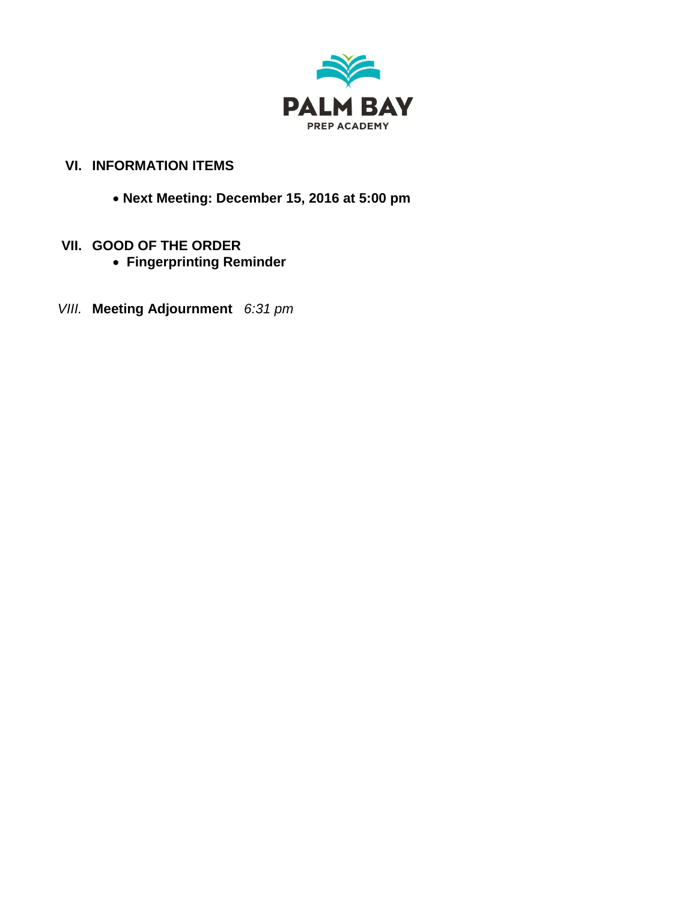PALM BAY

PREP ACADEMY

**VI. INFORMATION ITEMS**

- **Next Meeting: December 15, 2016 at 5:00 pm**

**VII. GOOD OF THE ORDER**

- **Fingerprinting Reminder**

*VIII.* **Meeting Adjournment** *6:31 pm*